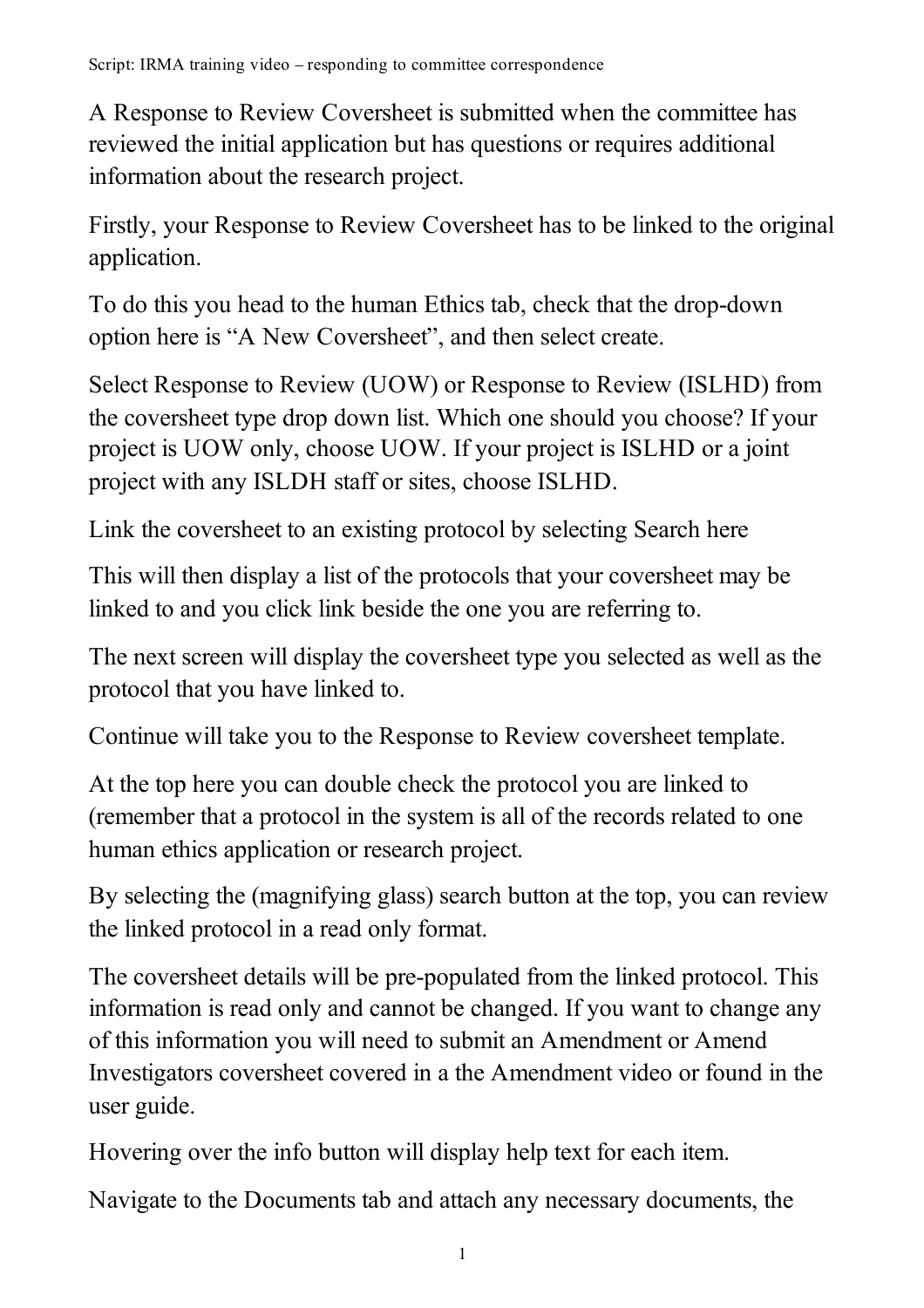A Response to Review Coversheet is submitted when the committee has reviewed the initial application but has questions or requires additional information about the research project.

Firstly, your Response to Review Coversheet has to be linked to the original application.

To do this you head to the human Ethics tab, check that the drop-down option here is "A New Coversheet", and then select create.

Select Response to Review (UOW) or Response to Review (ISLHD) from the coversheet type drop down list. Which one should you choose? If your project is UOW only, choose UOW. If your project is ISLHD or a joint project with any ISLDH staff or sites, choose ISLHD.

Link the coversheet to an existing protocol by selecting Search here

This will then display a list of the protocols that your coversheet may be linked to and you click link beside the one you are referring to.

The next screen will display the coversheet type you selected as well as the protocol that you have linked to.

Continue will take you to the Response to Review coversheet template.

At the top here you can double check the protocol you are linked to (remember that a protocol in the system is all of the records related to one human ethics application or research project.

By selecting the (magnifying glass) search button at the top, you can review the linked protocol in a read only format.

The coversheet details will be pre-populated from the linked protocol. This information is read only and cannot be changed. If you want to change any of this information you will need to submit an Amendment or Amend Investigators coversheet covered in a the Amendment video or found in the user guide.

Hovering over the info button will display help text for each item.

Navigate to the Documents tab and attach any necessary documents, the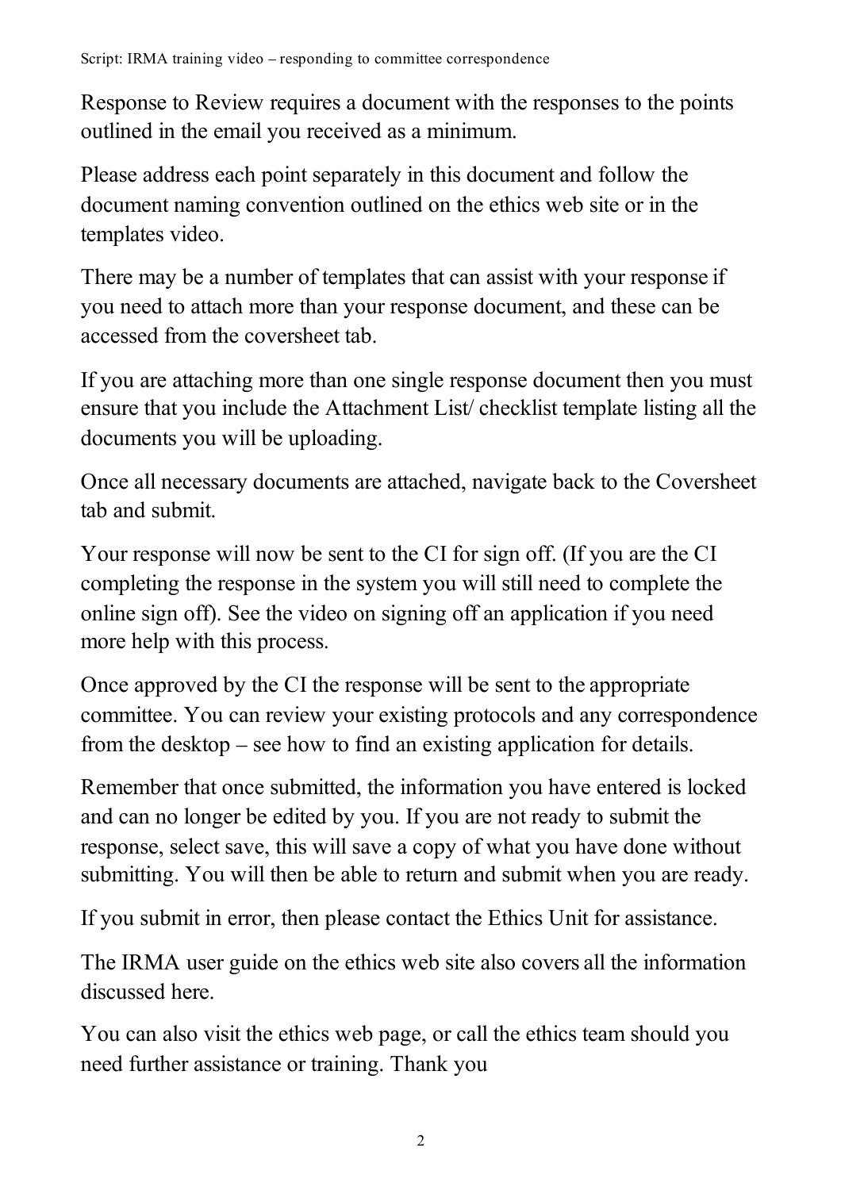Response to Review requires a document with the responses to the points outlined in the email you received as a minimum.

Please address each point separately in this document and follow the document naming convention outlined on the ethics web site or in the templates video.

There may be a number of templates that can assist with your response if you need to attach more than your response document, and these can be accessed from the coversheet tab.

If you are attaching more than one single response document then you must ensure that you include the Attachment List/ checklist template listing all the documents you will be uploading.

Once all necessary documents are attached, navigate back to the Coversheet tab and submit.

Your response will now be sent to the CI for sign off. (If you are the CI completing the response in the system you will still need to complete the online sign off). See the video on signing off an application if you need more help with this process.

Once approved by the CI the response will be sent to the appropriate committee. You can review your existing protocols and any correspondence from the desktop – see how to find an existing application for details.

Remember that once submitted, the information you have entered is locked and can no longer be edited by you. If you are not ready to submit the response, select save, this will save a copy of what you have done without submitting. You will then be able to return and submit when you are ready.

If you submit in error, then please contact the Ethics Unit for assistance.

The IRMA user guide on the ethics web site also covers all the information discussed here.

You can also visit the ethics web page, or call the ethics team should you need further assistance or training. Thank you